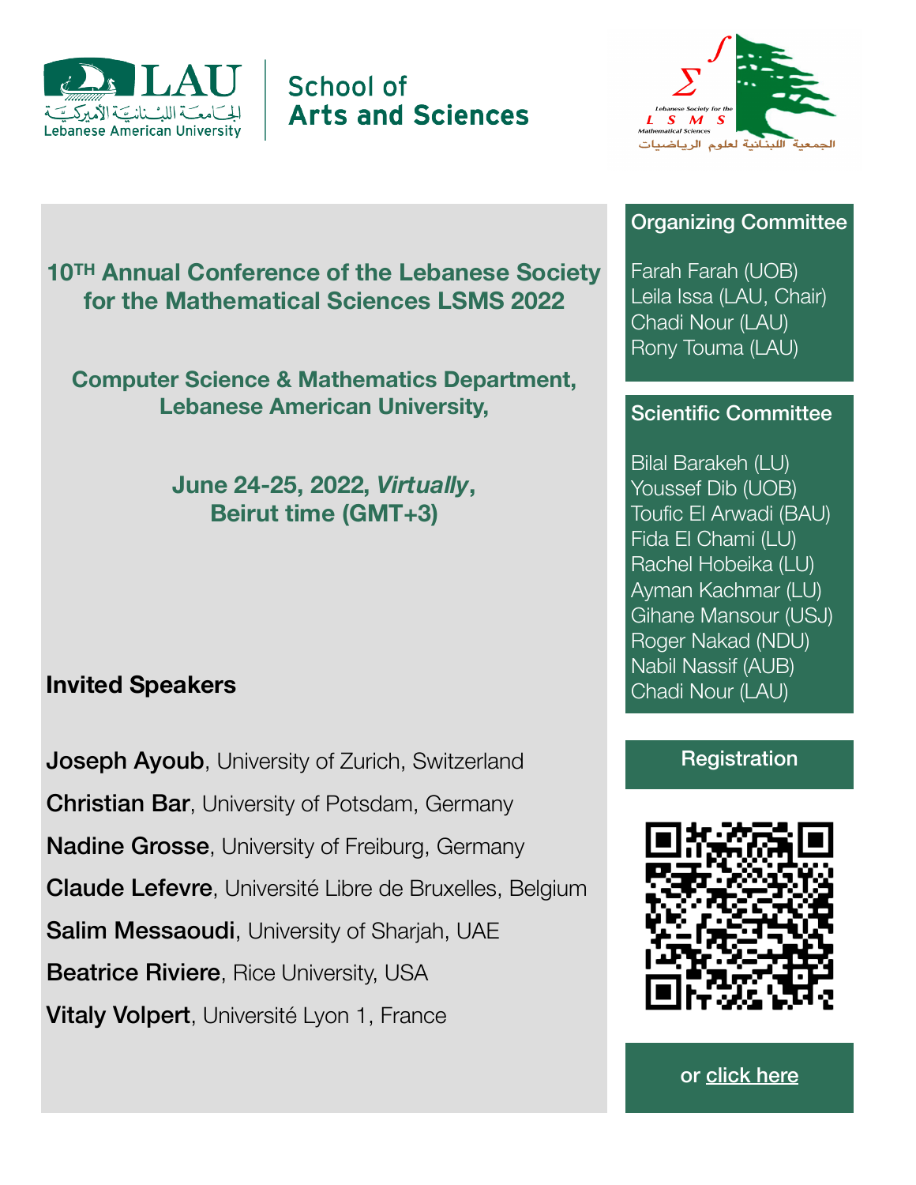LAU
الجامعة اللبنانية الأميركية
Lebanese American University

School of
**Arts and Sciences**

Lebanese Society for the
LSMS
Mathematical Sciences
الجمعية اللبنانية لعلوم الرياضيات

# 10TH Annual Conference of the Lebanese Society for the Mathematical Sciences LSMS 2022

**Computer Science & Mathematics Department, Lebanese American University,**

**June 24-25, 2022, *Virtually*, Beirut time (GMT+3)**

## Invited Speakers

**Joseph Ayoub**, University of Zurich, Switzerland

**Christian Bar**, University of Potsdam, Germany

**Nadine Grosse**, University of Freiburg, Germany

**Claude Lefevre**, Université Libre de Bruxelles, Belgium

**Salim Messaoudi**, University of Sharjah, UAE

**Beatrice Riviere**, Rice University, USA

**Vitaly Volpert**, Université Lyon 1, France

## Organizing Committee

Farah Farah (UOB)
Leila Issa (LAU, Chair)
Chadi Nour (LAU)
Rony Touma (LAU)

## Scientific Committee

Bilal Barakeh (LU)
Youssef Dib (UOB)
Toufic El Arwadi (BAU)
Fida El Chami (LU)
Rachel Hobeika (LU)
Ayman Kachmar (LU)
Gihane Mansour (USJ)
Roger Nakad (NDU)
Nabil Nassif (AUB)
Chadi Nour (LAU)

## Registration

or click here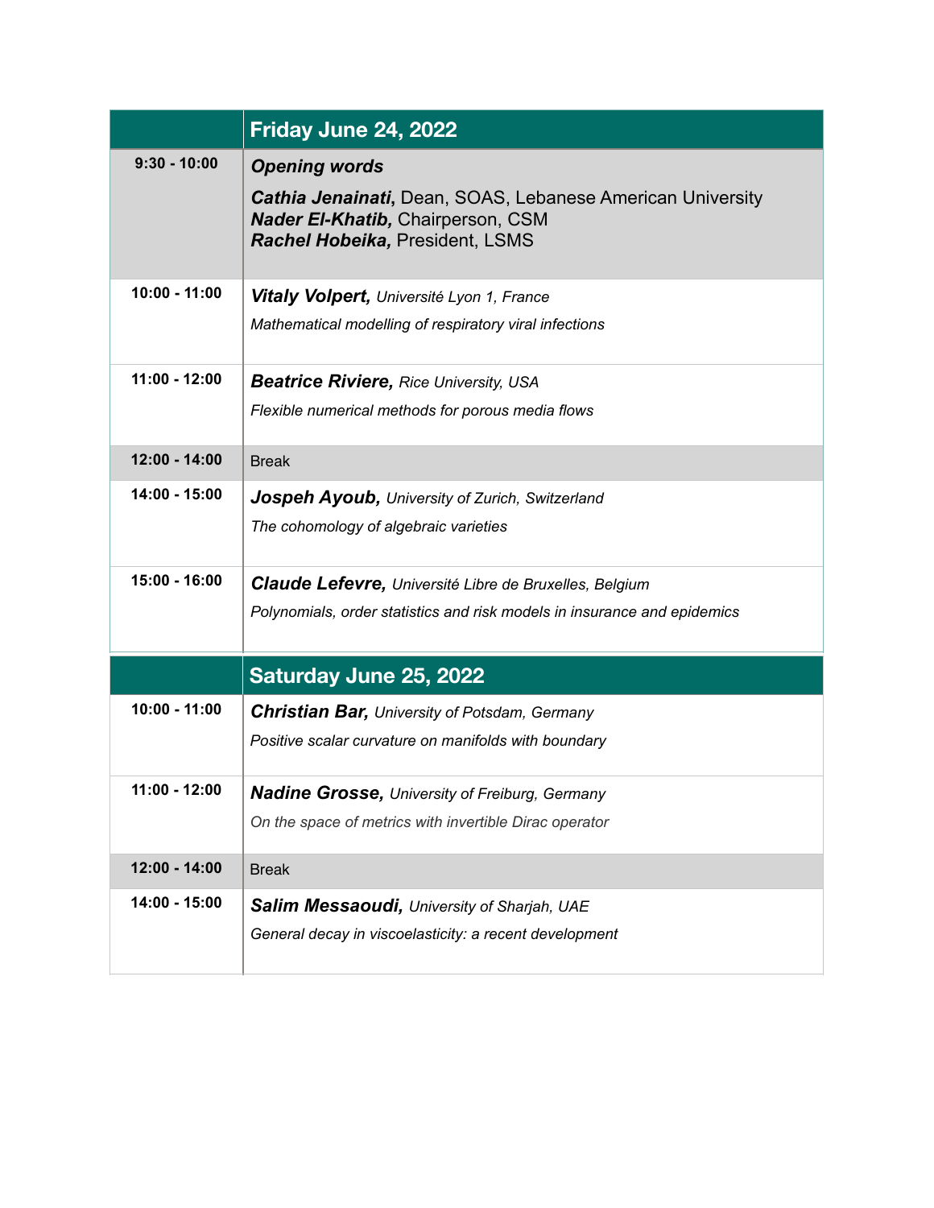| | Friday June 24, 2022 |
|---|---|
| 9:30 - 10:00 | ***Opening words*** <br> ***Cathia Jenainati***, Dean, SOAS, Lebanese American University <br> ***Nader El-Khatib,*** Chairperson, CSM <br> ***Rachel Hobeika,*** President, LSMS |
| 10:00 - 11:00 | ***Vitaly Volpert,*** *Université Lyon 1, France* <br> *Mathematical modelling of respiratory viral infections* |
| 11:00 - 12:00 | ***Beatrice Riviere,*** *Rice University, USA* <br> *Flexible numerical methods for porous media flows* |
| 12:00 - 14:00 | Break |
| 14:00 - 15:00 | ***Jospeph Ayoub,*** *University of Zurich, Switzerland* <br> *The cohomology of algebraic varieties* |
| 15:00 - 16:00 | ***Claude Lefevre,*** *Université Libre de Bruxelles, Belgium* <br> *Polynomials, order statistics and risk models in insurance and epidemics* |

| | Saturday June 25, 2022 |
|---|---|
| 10:00 - 11:00 | ***Christian Bar,*** *University of Potsdam, Germany* <br> *Positive scalar curvature on manifolds with boundary* |
| 11:00 - 12:00 | ***Nadine Grosse,*** *University of Freiburg, Germany* <br> *On the space of metrics with invertible Dirac operator* |
| 12:00 - 14:00 | Break |
| 14:00 - 15:00 | ***Salim Messaoudi,*** *University of Sharjah, UAE* <br> *General decay in viscoelasticity: a recent development* |